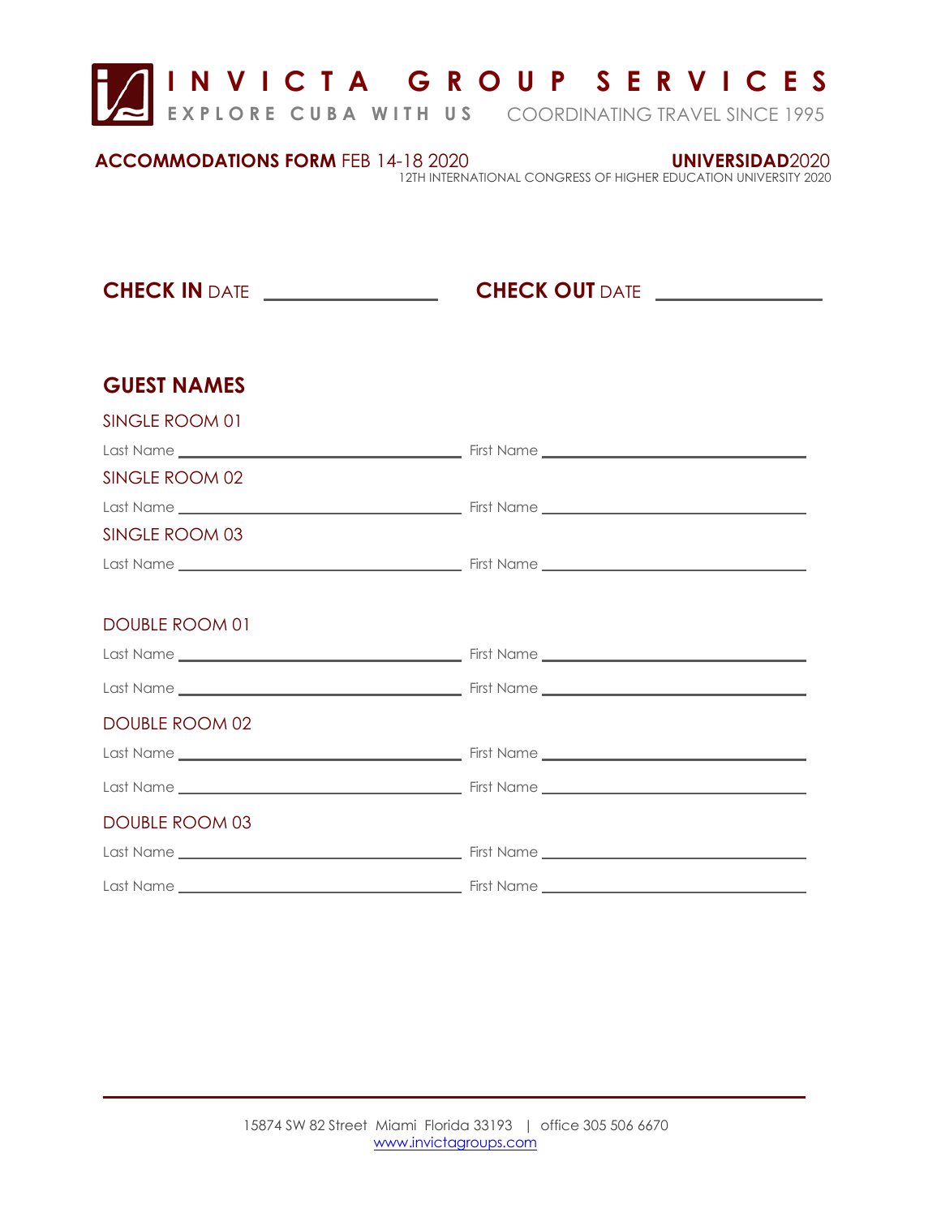# INVICTA GROUP SERVICES

**EXPLORE CUBA WITH US** COORDINATING TRAVEL SINCE 1995

**ACCOMMODATIONS FORM** FEB 14-18 2020

**UNIVERSIDAD**2020
12TH INTERNATIONAL CONGRESS OF HIGHER EDUCATION UNIVERSITY 2020

**CHECK IN** DATE ________________ **CHECK OUT** DATE ________________

## GUEST NAMES

SINGLE ROOM 01

Last Name ______________________ First Name ______________________

SINGLE ROOM 02

Last Name ______________________ First Name ______________________

SINGLE ROOM 03

Last Name ______________________ First Name ______________________

DOUBLE ROOM 01

Last Name ______________________ First Name ______________________

Last Name ______________________ First Name ______________________

DOUBLE ROOM 02

Last Name ______________________ First Name ______________________

Last Name ______________________ First Name ______________________

DOUBLE ROOM 03

Last Name ______________________ First Name ______________________

Last Name ______________________ First Name ______________________

15874 SW 82 Street Miami Florida 33193 | office 305 506 6670
www.invictagroups.com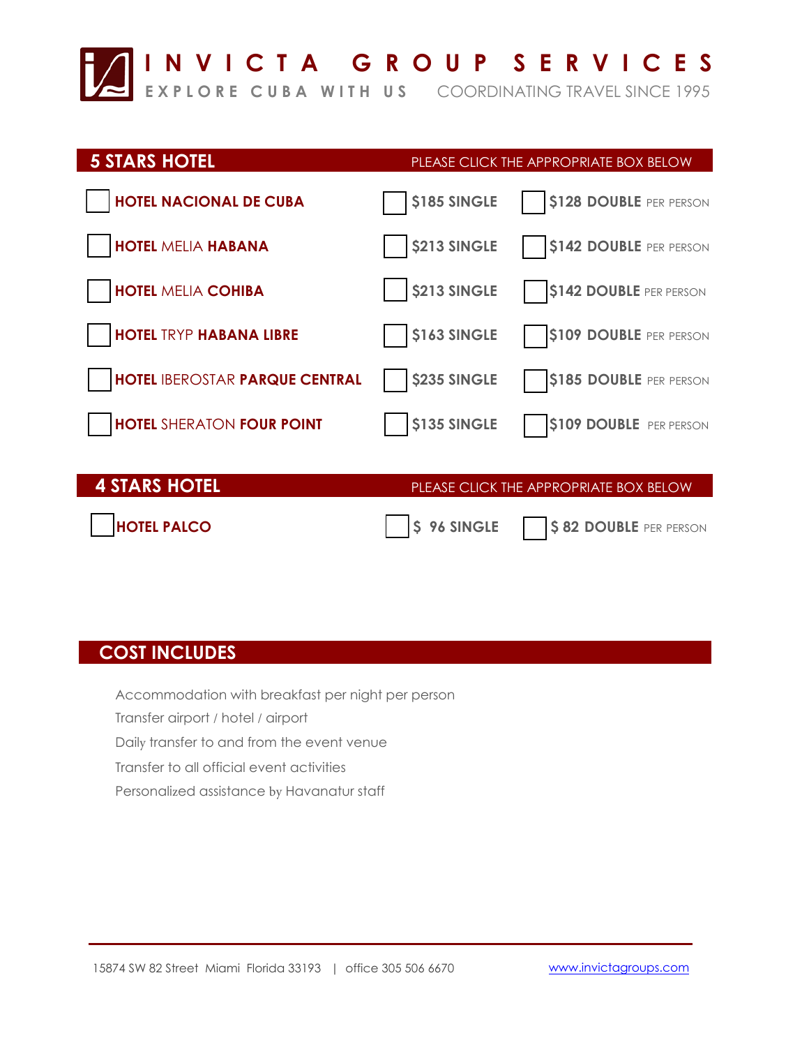# INVICTA GROUP SERVICES

EXPLORE CUBA WITH US    COORDINATING TRAVEL SINCE 1995

## 5 STARS HOTEL

PLEASE CLICK THE APPROPRIATE BOX BELOW

| | | |
|---|---|---|
| ☐ **HOTEL NACIONAL DE CUBA** | ☐ **$185 SINGLE** | ☐ **$128 DOUBLE** PER PERSON |
| ☐ **HOTEL** MELIA **HABANA** | ☐ **$213 SINGLE** | ☐ **$142 DOUBLE** PER PERSON |
| ☐ **HOTEL** MELIA **COHIBA** | ☐ **$213 SINGLE** | ☐ **$142 DOUBLE** PER PERSON |
| ☐ **HOTEL** TRYP **HABANA LIBRE** | ☐ **$163 SINGLE** | ☐ **$109 DOUBLE** PER PERSON |
| ☐ **HOTEL** IBEROSTAR **PARQUE CENTRAL** | ☐ **$235 SINGLE** | ☐ **$185 DOUBLE** PER PERSON |
| ☐ **HOTEL** SHERATON **FOUR POINT** | ☐ **$135 SINGLE** | ☐ **$109 DOUBLE** PER PERSON |

## 4 STARS HOTEL

PLEASE CLICK THE APPROPRIATE BOX BELOW

| | | |
|---|---|---|
| ☐ **HOTEL PALCO** | ☐ **$ 96 SINGLE** | ☐ **$ 82 DOUBLE** PER PERSON |

## COST INCLUDES

Accommodation with breakfast per night per person

Transfer airport / hotel / airport

Daily transfer to and from the event venue

Transfer to all official event activities

Personalized assistance by Havanatur staff

15874 SW 82 Street Miami Florida 33193 | office 305 506 6670    www.invictagroups.com